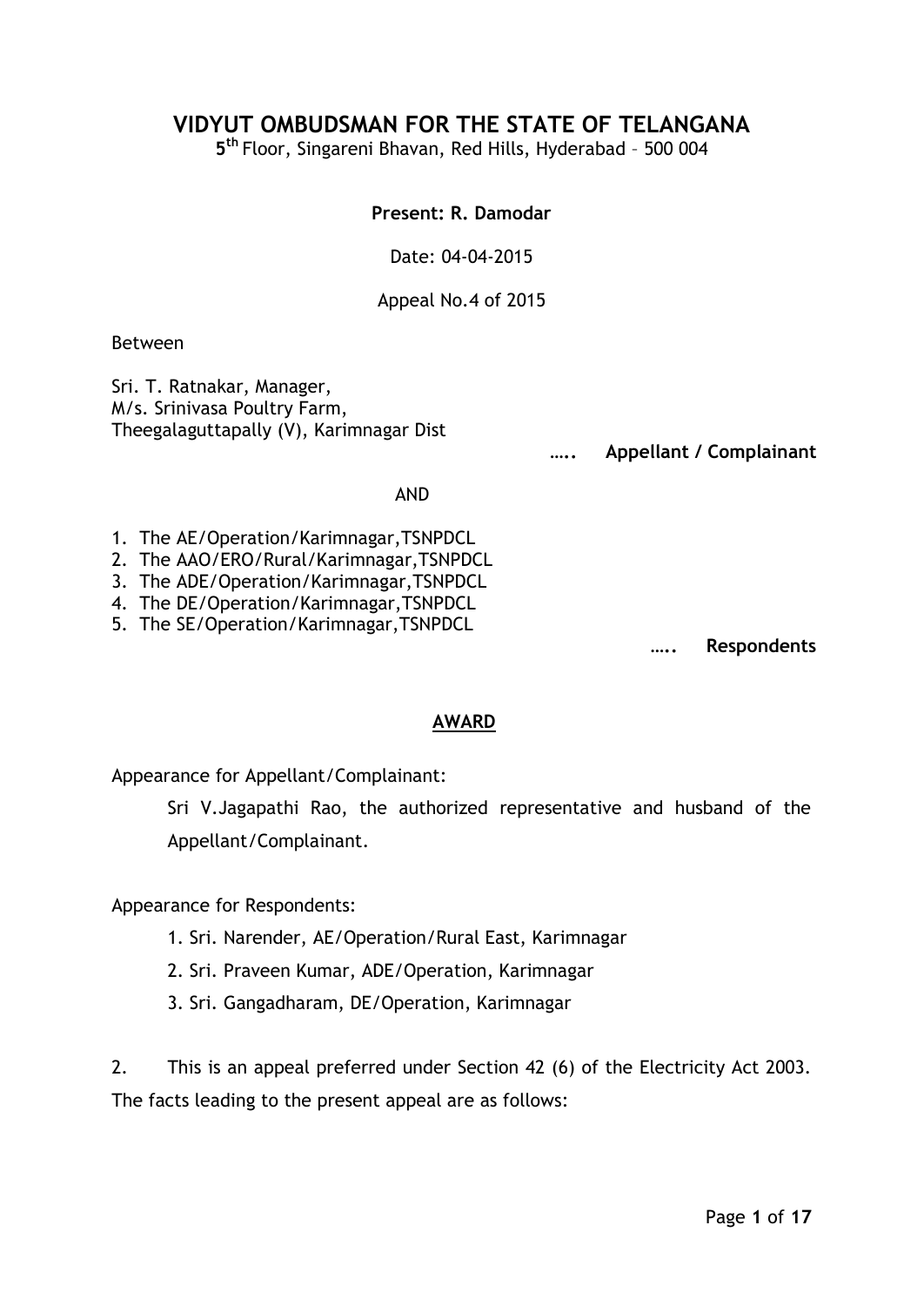# VIDYUT OMBUDSMAN FOR THE STATE OF TELANGANA

5th Floor, Singareni Bhavan, Red Hills, Hyderabad – 500 004

**Present: R. Damodar**

Date: 04-04-2015

Appeal No.4 of 2015

Between

Sri. T. Ratnakar, Manager,
M/s. Srinivasa Poultry Farm,
Theegalaguttapally (V), Karimnagar Dist

….. **Appellant / Complainant**

AND

1. The AE/Operation/Karimnagar,TSNPDCL
2. The AAO/ERO/Rural/Karimnagar,TSNPDCL
3. The ADE/Operation/Karimnagar,TSNPDCL
4. The DE/Operation/Karimnagar,TSNPDCL
5. The SE/Operation/Karimnagar,TSNPDCL

….. **Respondents**

## AWARD

Appearance for Appellant/Complainant:

Sri V.Jagapathi Rao, the authorized representative and husband of the Appellant/Complainant.

Appearance for Respondents:

1. Sri. Narender, AE/Operation/Rural East, Karimnagar
2. Sri. Praveen Kumar, ADE/Operation, Karimnagar
3. Sri. Gangadharam, DE/Operation, Karimnagar

2. This is an appeal preferred under Section 42 (6) of the Electricity Act 2003. The facts leading to the present appeal are as follows: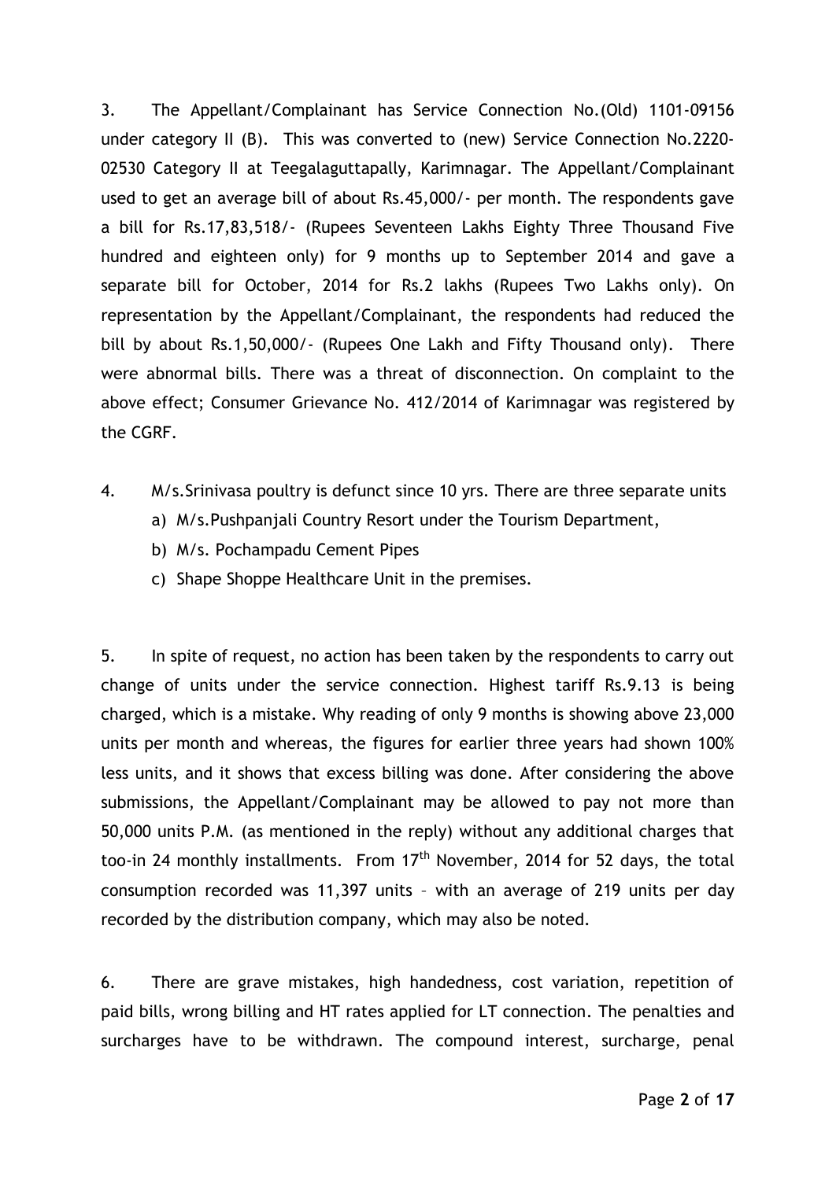3. The Appellant/Complainant has Service Connection No.(Old) 1101-09156 under category II (B). This was converted to (new) Service Connection No.2220-02530 Category II at Teegalaguttapally, Karimnagar. The Appellant/Complainant used to get an average bill of about Rs.45,000/- per month. The respondents gave a bill for Rs.17,83,518/- (Rupees Seventeen Lakhs Eighty Three Thousand Five hundred and eighteen only) for 9 months up to September 2014 and gave a separate bill for October, 2014 for Rs.2 lakhs (Rupees Two Lakhs only). On representation by the Appellant/Complainant, the respondents had reduced the bill by about Rs.1,50,000/- (Rupees One Lakh and Fifty Thousand only). There were abnormal bills. There was a threat of disconnection. On complaint to the above effect; Consumer Grievance No. 412/2014 of Karimnagar was registered by the CGRF.

4. M/s.Srinivasa poultry is defunct since 10 yrs. There are three separate units
   a) M/s.Pushpanjali Country Resort under the Tourism Department,
   b) M/s. Pochampadu Cement Pipes
   c) Shape Shoppe Healthcare Unit in the premises.

5. In spite of request, no action has been taken by the respondents to carry out change of units under the service connection. Highest tariff Rs.9.13 is being charged, which is a mistake. Why reading of only 9 months is showing above 23,000 units per month and whereas, the figures for earlier three years had shown 100% less units, and it shows that excess billing was done. After considering the above submissions, the Appellant/Complainant may be allowed to pay not more than 50,000 units P.M. (as mentioned in the reply) without any additional charges that too-in 24 monthly installments. From 17th November, 2014 for 52 days, the total consumption recorded was 11,397 units – with an average of 219 units per day recorded by the distribution company, which may also be noted.

6. There are grave mistakes, high handedness, cost variation, repetition of paid bills, wrong billing and HT rates applied for LT connection. The penalties and surcharges have to be withdrawn. The compound interest, surcharge, penal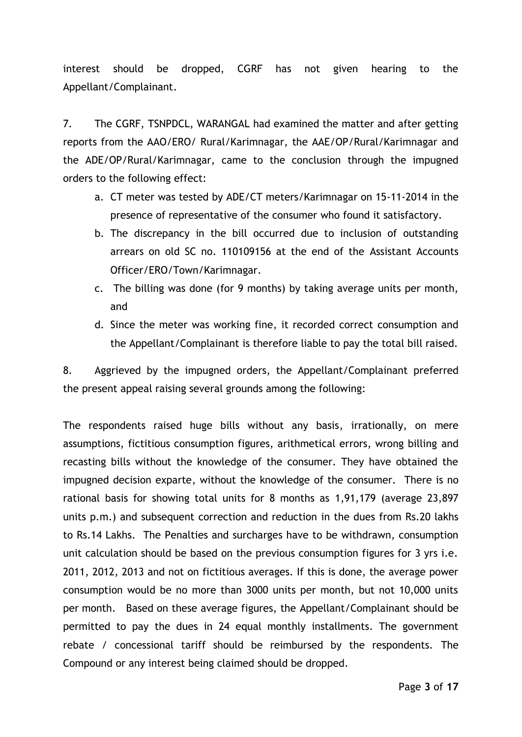interest should be dropped, CGRF has not given hearing to the Appellant/Complainant.

7. The CGRF, TSNPDCL, WARANGAL had examined the matter and after getting reports from the AAO/ERO/ Rural/Karimnagar, the AAE/OP/Rural/Karimnagar and the ADE/OP/Rural/Karimnagar, came to the conclusion through the impugned orders to the following effect:

a. CT meter was tested by ADE/CT meters/Karimnagar on 15-11-2014 in the presence of representative of the consumer who found it satisfactory.
b. The discrepancy in the bill occurred due to inclusion of outstanding arrears on old SC no. 110109156 at the end of the Assistant Accounts Officer/ERO/Town/Karimnagar.
c. The billing was done (for 9 months) by taking average units per month, and
d. Since the meter was working fine, it recorded correct consumption and the Appellant/Complainant is therefore liable to pay the total bill raised.

8. Aggrieved by the impugned orders, the Appellant/Complainant preferred the present appeal raising several grounds among the following:

The respondents raised huge bills without any basis, irrationally, on mere assumptions, fictitious consumption figures, arithmetical errors, wrong billing and recasting bills without the knowledge of the consumer. They have obtained the impugned decision exparte, without the knowledge of the consumer. There is no rational basis for showing total units for 8 months as 1,91,179 (average 23,897 units p.m.) and subsequent correction and reduction in the dues from Rs.20 lakhs to Rs.14 Lakhs. The Penalties and surcharges have to be withdrawn, consumption unit calculation should be based on the previous consumption figures for 3 yrs i.e. 2011, 2012, 2013 and not on fictitious averages. If this is done, the average power consumption would be no more than 3000 units per month, but not 10,000 units per month. Based on these average figures, the Appellant/Complainant should be permitted to pay the dues in 24 equal monthly installments. The government rebate / concessional tariff should be reimbursed by the respondents. The Compound or any interest being claimed should be dropped.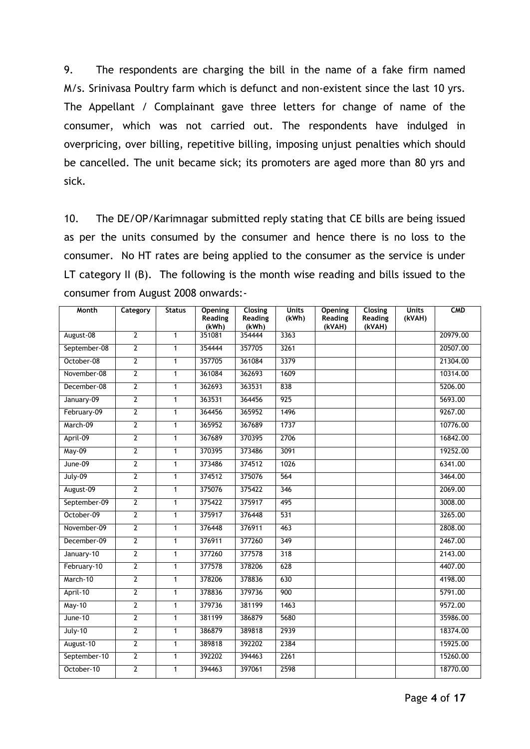9. The respondents are charging the bill in the name of a fake firm named M/s. Srinivasa Poultry farm which is defunct and non-existent since the last 10 yrs. The Appellant / Complainant gave three letters for change of name of the consumer, which was not carried out. The respondents have indulged in overpricing, over billing, repetitive billing, imposing unjust penalties which should be cancelled. The unit became sick; its promoters are aged more than 80 yrs and sick.

10. The DE/OP/Karimnagar submitted reply stating that CE bills are being issued as per the units consumed by the consumer and hence there is no loss to the consumer. No HT rates are being applied to the consumer as the service is under LT category II (B). The following is the month wise reading and bills issued to the consumer from August 2008 onwards:-

| Month | Category | Status | Opening Reading (kWh) | Closing Reading (kWh) | Units (kWh) | Opening Reading (kVAH) | Closing Reading (kVAH) | Units (kVAH) | CMD |
|---|---|---|---|---|---|---|---|---|---|
| August-08 | 2 | 1 | 351081 | 354444 | 3363 | | | | 20979.00 |
| September-08 | 2 | 1 | 354444 | 357705 | 3261 | | | | 20507.00 |
| October-08 | 2 | 1 | 357705 | 361084 | 3379 | | | | 21304.00 |
| November-08 | 2 | 1 | 361084 | 362693 | 1609 | | | | 10314.00 |
| December-08 | 2 | 1 | 362693 | 363531 | 838 | | | | 5206.00 |
| January-09 | 2 | 1 | 363531 | 364456 | 925 | | | | 5693.00 |
| February-09 | 2 | 1 | 364456 | 365952 | 1496 | | | | 9267.00 |
| March-09 | 2 | 1 | 365952 | 367689 | 1737 | | | | 10776.00 |
| April-09 | 2 | 1 | 367689 | 370395 | 2706 | | | | 16842.00 |
| May-09 | 2 | 1 | 370395 | 373486 | 3091 | | | | 19252.00 |
| June-09 | 2 | 1 | 373486 | 374512 | 1026 | | | | 6341.00 |
| July-09 | 2 | 1 | 374512 | 375076 | 564 | | | | 3464.00 |
| August-09 | 2 | 1 | 375076 | 375422 | 346 | | | | 2069.00 |
| September-09 | 2 | 1 | 375422 | 375917 | 495 | | | | 3008.00 |
| October-09 | 2 | 1 | 375917 | 376448 | 531 | | | | 3265.00 |
| November-09 | 2 | 1 | 376448 | 376911 | 463 | | | | 2808.00 |
| December-09 | 2 | 1 | 376911 | 377260 | 349 | | | | 2467.00 |
| January-10 | 2 | 1 | 377260 | 377578 | 318 | | | | 2143.00 |
| February-10 | 2 | 1 | 377578 | 378206 | 628 | | | | 4407.00 |
| March-10 | 2 | 1 | 378206 | 378836 | 630 | | | | 4198.00 |
| April-10 | 2 | 1 | 378836 | 379736 | 900 | | | | 5791.00 |
| May-10 | 2 | 1 | 379736 | 381199 | 1463 | | | | 9572.00 |
| June-10 | 2 | 1 | 381199 | 386879 | 5680 | | | | 35986.00 |
| July-10 | 2 | 1 | 386879 | 389818 | 2939 | | | | 18374.00 |
| August-10 | 2 | 1 | 389818 | 392202 | 2384 | | | | 15925.00 |
| September-10 | 2 | 1 | 392202 | 394463 | 2261 | | | | 15260.00 |
| October-10 | 2 | 1 | 394463 | 397061 | 2598 | | | | 18770.00 |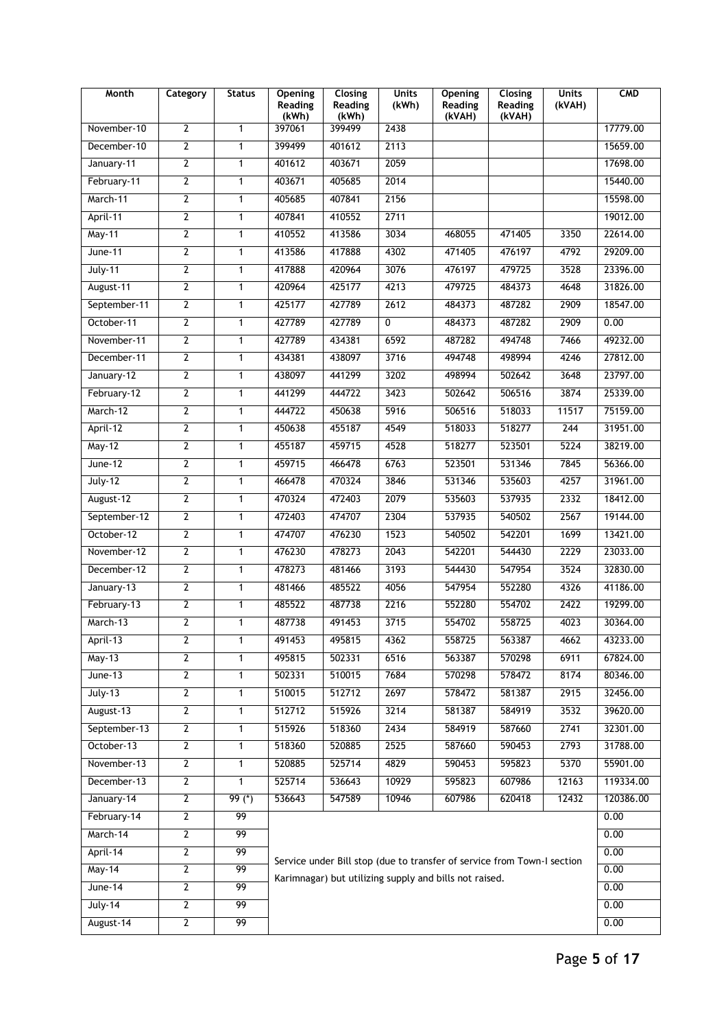| Month | Category | Status | Opening Reading (kWh) | Closing Reading (kWh) | Units (kWh) | Opening Reading (kVAH) | Closing Reading (kVAH) | Units (kVAH) | CMD |
|---|---|---|---|---|---|---|---|---|---|
| November-10 | 2 | 1 | 397061 | 399499 | 2438 | | | | 17779.00 |
| December-10 | 2 | 1 | 399499 | 401612 | 2113 | | | | 15659.00 |
| January-11 | 2 | 1 | 401612 | 403671 | 2059 | | | | 17698.00 |
| February-11 | 2 | 1 | 403671 | 405685 | 2014 | | | | 15440.00 |
| March-11 | 2 | 1 | 405685 | 407841 | 2156 | | | | 15598.00 |
| April-11 | 2 | 1 | 407841 | 410552 | 2711 | | | | 19012.00 |
| May-11 | 2 | 1 | 410552 | 413586 | 3034 | 468055 | 471405 | 3350 | 22614.00 |
| June-11 | 2 | 1 | 413586 | 417888 | 4302 | 471405 | 476197 | 4792 | 29209.00 |
| July-11 | 2 | 1 | 417888 | 420964 | 3076 | 476197 | 479725 | 3528 | 23396.00 |
| August-11 | 2 | 1 | 420964 | 425177 | 4213 | 479725 | 484373 | 4648 | 31826.00 |
| September-11 | 2 | 1 | 425177 | 427789 | 2612 | 484373 | 487282 | 2909 | 18547.00 |
| October-11 | 2 | 1 | 427789 | 427789 | 0 | 484373 | 487282 | 2909 | 0.00 |
| November-11 | 2 | 1 | 427789 | 434381 | 6592 | 487282 | 494748 | 7466 | 49232.00 |
| December-11 | 2 | 1 | 434381 | 438097 | 3716 | 494748 | 498994 | 4246 | 27812.00 |
| January-12 | 2 | 1 | 438097 | 441299 | 3202 | 498994 | 502642 | 3648 | 23797.00 |
| February-12 | 2 | 1 | 441299 | 444722 | 3423 | 502642 | 506516 | 3874 | 25339.00 |
| March-12 | 2 | 1 | 444722 | 450638 | 5916 | 506516 | 518033 | 11517 | 75159.00 |
| April-12 | 2 | 1 | 450638 | 455187 | 4549 | 518033 | 518277 | 244 | 31951.00 |
| May-12 | 2 | 1 | 455187 | 459715 | 4528 | 518277 | 523501 | 5224 | 38219.00 |
| June-12 | 2 | 1 | 459715 | 466478 | 6763 | 523501 | 531346 | 7845 | 56366.00 |
| July-12 | 2 | 1 | 466478 | 470324 | 3846 | 531346 | 535603 | 4257 | 31961.00 |
| August-12 | 2 | 1 | 470324 | 472403 | 2079 | 535603 | 537935 | 2332 | 18412.00 |
| September-12 | 2 | 1 | 472403 | 474707 | 2304 | 537935 | 540502 | 2567 | 19144.00 |
| October-12 | 2 | 1 | 474707 | 476230 | 1523 | 540502 | 542201 | 1699 | 13421.00 |
| November-12 | 2 | 1 | 476230 | 478273 | 2043 | 542201 | 544430 | 2229 | 23033.00 |
| December-12 | 2 | 1 | 478273 | 481466 | 3193 | 544430 | 547954 | 3524 | 32830.00 |
| January-13 | 2 | 1 | 481466 | 485522 | 4056 | 547954 | 552280 | 4326 | 41186.00 |
| February-13 | 2 | 1 | 485522 | 487738 | 2216 | 552280 | 554702 | 2422 | 19299.00 |
| March-13 | 2 | 1 | 487738 | 491453 | 3715 | 554702 | 558725 | 4023 | 30364.00 |
| April-13 | 2 | 1 | 491453 | 495815 | 4362 | 558725 | 563387 | 4662 | 43233.00 |
| May-13 | 2 | 1 | 495815 | 502331 | 6516 | 563387 | 570298 | 6911 | 67824.00 |
| June-13 | 2 | 1 | 502331 | 510015 | 7684 | 570298 | 578472 | 8174 | 80346.00 |
| July-13 | 2 | 1 | 510015 | 512712 | 2697 | 578472 | 581387 | 2915 | 32456.00 |
| August-13 | 2 | 1 | 512712 | 515926 | 3214 | 581387 | 584919 | 3532 | 39620.00 |
| September-13 | 2 | 1 | 515926 | 518360 | 2434 | 584919 | 587660 | 2741 | 32301.00 |
| October-13 | 2 | 1 | 518360 | 520885 | 2525 | 587660 | 590453 | 2793 | 31788.00 |
| November-13 | 2 | 1 | 520885 | 525714 | 4829 | 590453 | 595823 | 5370 | 55901.00 |
| December-13 | 2 | 1 | 525714 | 536643 | 10929 | 595823 | 607986 | 12163 | 119334.00 |
| January-14 | 2 | 99 (*) | 536643 | 547589 | 10946 | 607986 | 620418 | 12432 | 120386.00 |
| February-14 | 2 | 99 | Service under Bill stop (due to transfer of service from Town-I section Karimnagar) but utilizing supply and bills not raised. | | | | | | 0.00 |
| March-14 | 2 | 99 | | | | | | | 0.00 |
| April-14 | 2 | 99 | | | | | | | 0.00 |
| May-14 | 2 | 99 | | | | | | | 0.00 |
| June-14 | 2 | 99 | | | | | | | 0.00 |
| July-14 | 2 | 99 | | | | | | | 0.00 |
| August-14 | 2 | 99 | | | | | | | 0.00 |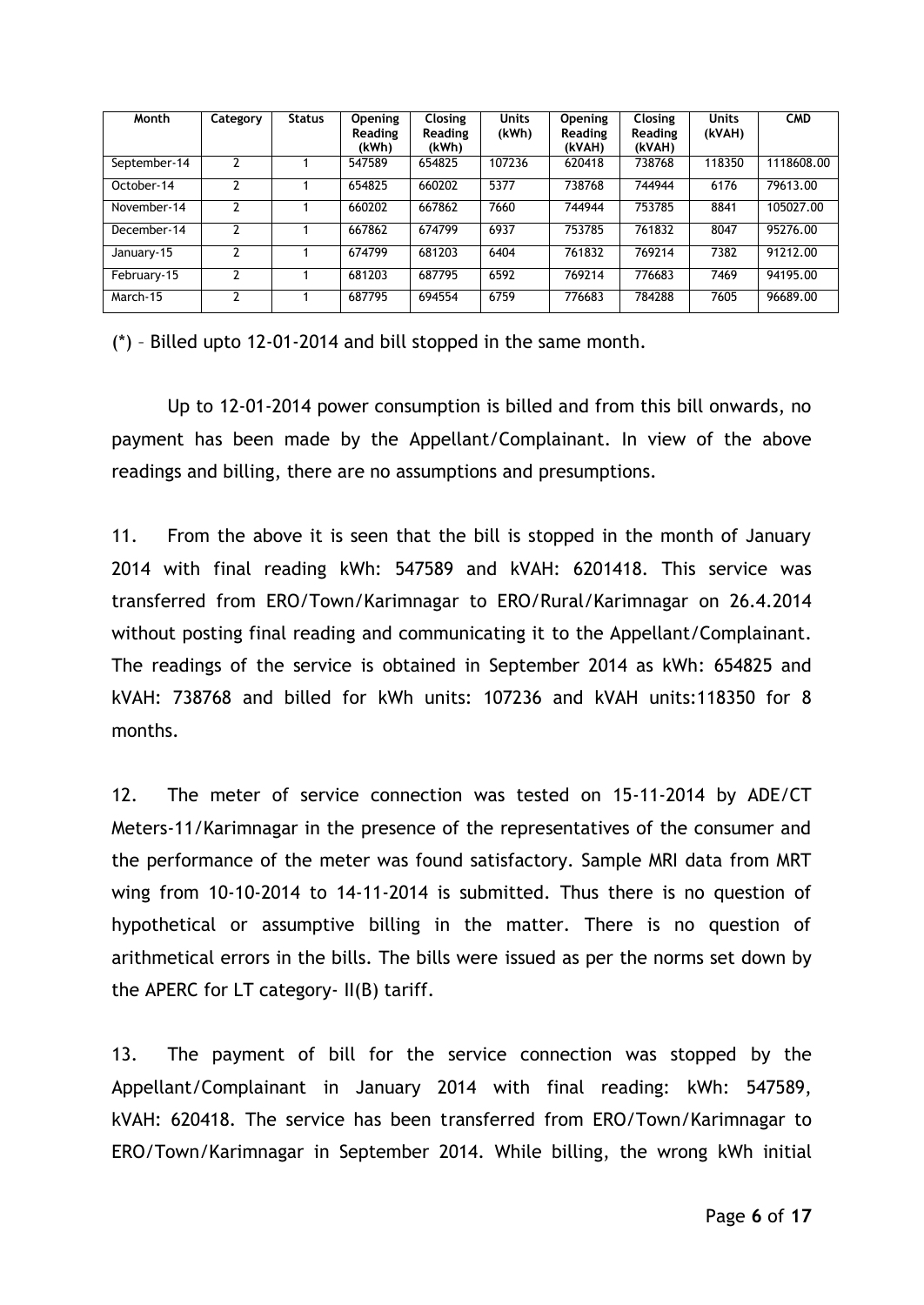| Month | Category | Status | Opening Reading (kWh) | Closing Reading (kWh) | Units (kWh) | Opening Reading (kVAH) | Closing Reading (kVAH) | Units (kVAH) | CMD |
|---|---|---|---|---|---|---|---|---|---|
| September-14 | 2 | 1 | 547589 | 654825 | 107236 | 620418 | 738768 | 118350 | 1118608.00 |
| October-14 | 2 | 1 | 654825 | 660202 | 5377 | 738768 | 744944 | 6176 | 79613.00 |
| November-14 | 2 | 1 | 660202 | 667862 | 7660 | 744944 | 753785 | 8841 | 105027.00 |
| December-14 | 2 | 1 | 667862 | 674799 | 6937 | 753785 | 761832 | 8047 | 95276.00 |
| January-15 | 2 | 1 | 674799 | 681203 | 6404 | 761832 | 769214 | 7382 | 91212.00 |
| February-15 | 2 | 1 | 681203 | 687795 | 6592 | 769214 | 776683 | 7469 | 94195.00 |
| March-15 | 2 | 1 | 687795 | 694554 | 6759 | 776683 | 784288 | 7605 | 96689.00 |

(*) – Billed upto 12-01-2014 and bill stopped in the same month.

Up to 12-01-2014 power consumption is billed and from this bill onwards, no payment has been made by the Appellant/Complainant. In view of the above readings and billing, there are no assumptions and presumptions.

11. From the above it is seen that the bill is stopped in the month of January 2014 with final reading kWh: 547589 and kVAH: 6201418. This service was transferred from ERO/Town/Karimnagar to ERO/Rural/Karimnagar on 26.4.2014 without posting final reading and communicating it to the Appellant/Complainant. The readings of the service is obtained in September 2014 as kWh: 654825 and kVAH: 738768 and billed for kWh units: 107236 and kVAH units:118350 for 8 months.

12. The meter of service connection was tested on 15-11-2014 by ADE/CT Meters-11/Karimnagar in the presence of the representatives of the consumer and the performance of the meter was found satisfactory. Sample MRI data from MRT wing from 10-10-2014 to 14-11-2014 is submitted. Thus there is no question of hypothetical or assumptive billing in the matter. There is no question of arithmetical errors in the bills. The bills were issued as per the norms set down by the APERC for LT category- II(B) tariff.

13. The payment of bill for the service connection was stopped by the Appellant/Complainant in January 2014 with final reading: kWh: 547589, kVAH: 620418. The service has been transferred from ERO/Town/Karimnagar to ERO/Town/Karimnagar in September 2014. While billing, the wrong kWh initial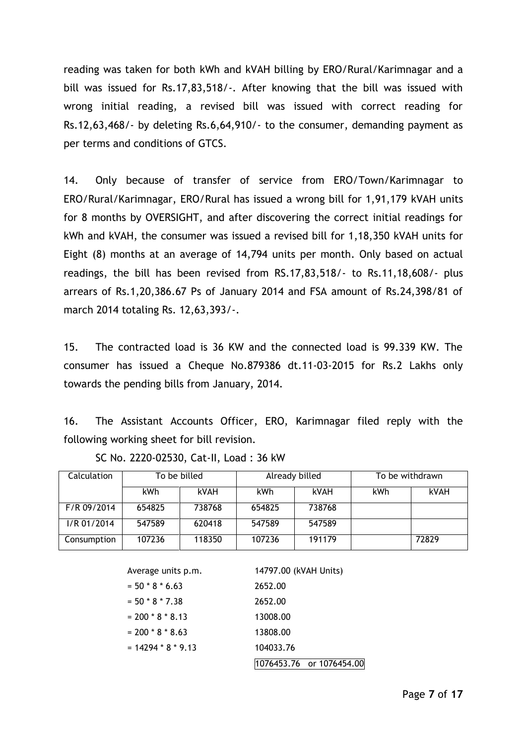reading was taken for both kWh and kVAH billing by ERO/Rural/Karimnagar and a bill was issued for Rs.17,83,518/-. After knowing that the bill was issued with wrong initial reading, a revised bill was issued with correct reading for Rs.12,63,468/- by deleting Rs.6,64,910/- to the consumer, demanding payment as per terms and conditions of GTCS.

14. Only because of transfer of service from ERO/Town/Karimnagar to ERO/Rural/Karimnagar, ERO/Rural has issued a wrong bill for 1,91,179 kVAH units for 8 months by OVERSIGHT, and after discovering the correct initial readings for kWh and kVAH, the consumer was issued a revised bill for 1,18,350 kVAH units for Eight (8) months at an average of 14,794 units per month. Only based on actual readings, the bill has been revised from RS.17,83,518/- to Rs.11,18,608/- plus arrears of Rs.1,20,386.67 Ps of January 2014 and FSA amount of Rs.24,398/81 of march 2014 totaling Rs. 12,63,393/-.

15. The contracted load is 36 KW and the connected load is 99.339 KW. The consumer has issued a Cheque No.879386 dt.11-03-2015 for Rs.2 Lakhs only towards the pending bills from January, 2014.

16. The Assistant Accounts Officer, ERO, Karimnagar filed reply with the following working sheet for bill revision.

SC No. 2220-02530, Cat-II, Load : 36 kW

| Calculation | To be billed | | Already billed | | To be withdrawn | |
|---|---|---|---|---|---|---|
| | kWh | kVAH | kWh | kVAH | kWh | kVAH |
| F/R 09/2014 | 654825 | 738768 | 654825 | 738768 | | |
| I/R 01/2014 | 547589 | 620418 | 547589 | 547589 | | |
| Consumption | 107236 | 118350 | 107236 | 191179 | | 72829 |

| | |
|---|---|
| Average units p.m. | 14797.00 (kVAH Units) |
| = 50 * 8 * 6.63 | 2652.00 |
| = 50 * 8 * 7.38 | 2652.00 |
| = 200 * 8 * 8.13 | 13008.00 |
| = 200 * 8 * 8.63 | 13808.00 |
| = 14294 * 8 * 9.13 | 104033.76 |
| | 1076453.76 or 1076454.00 |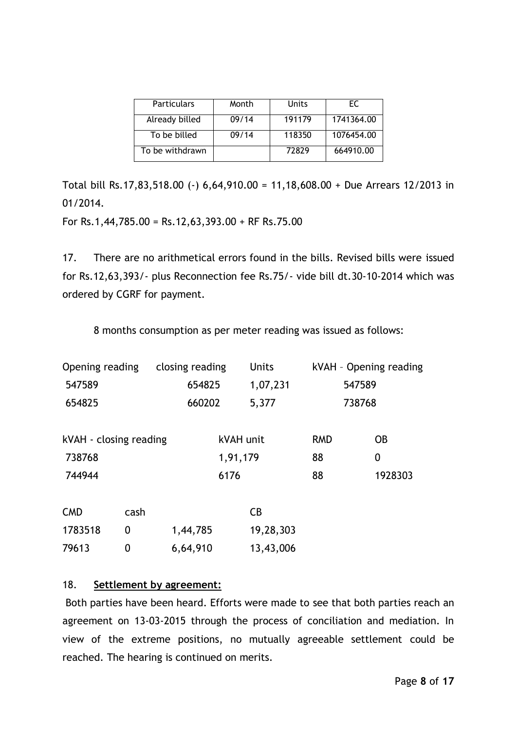| Particulars | Month | Units | EC |
|---|---|---|---|
| Already billed | 09/14 | 191179 | 1741364.00 |
| To be billed | 09/14 | 118350 | 1076454.00 |
| To be withdrawn | | 72829 | 664910.00 |

Total bill Rs.17,83,518.00 (-) 6,64,910.00 = 11,18,608.00 + Due Arrears 12/2013 in 01/2014.

For Rs.1,44,785.00 = Rs.12,63,393.00 + RF Rs.75.00

17. There are no arithmetical errors found in the bills. Revised bills were issued for Rs.12,63,393/- plus Reconnection fee Rs.75/- vide bill dt.30-10-2014 which was ordered by CGRF for payment.

8 months consumption as per meter reading was issued as follows:

| Opening reading | closing reading | Units | kVAH – Opening reading |
|---|---|---|---|
| 547589 | 654825 | 1,07,231 | 547589 |
| 654825 | 660202 | 5,377 | 738768 |

| kVAH - closing reading | kVAH unit | RMD | OB |
|---|---|---|---|
| 738768 | 1,91,179 | 88 | 0 |
| 744944 | 6176 | 88 | 1928303 |

| CMD | cash | | CB |
|---|---|---|---|
| 1783518 | 0 | 1,44,785 | 19,28,303 |
| 79613 | 0 | 6,64,910 | 13,43,006 |

18. **Settlement by agreement:**

Both parties have been heard. Efforts were made to see that both parties reach an agreement on 13-03-2015 through the process of conciliation and mediation. In view of the extreme positions, no mutually agreeable settlement could be reached. The hearing is continued on merits.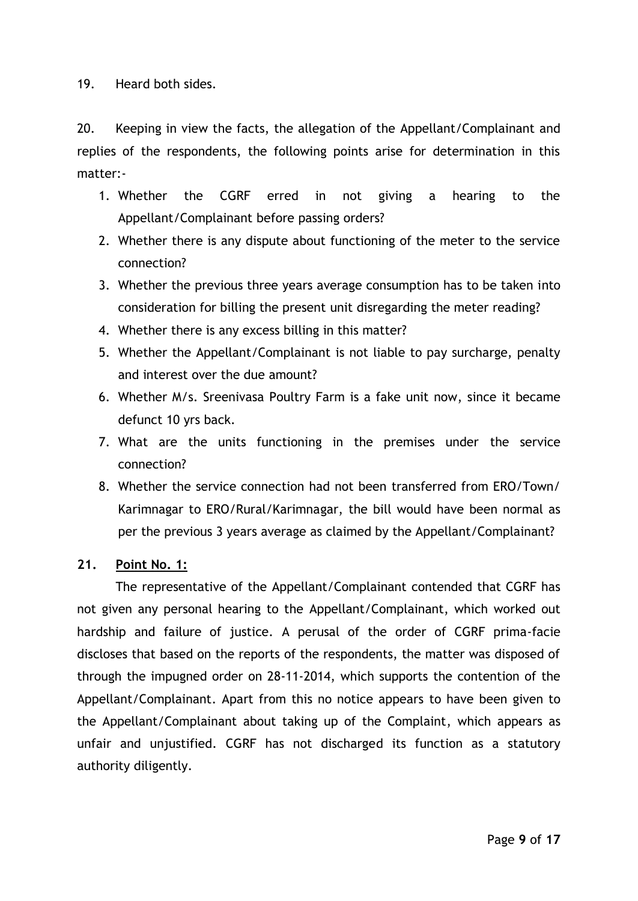19. Heard both sides.

20. Keeping in view the facts, the allegation of the Appellant/Complainant and replies of the respondents, the following points arise for determination in this matter:-

1. Whether the CGRF erred in not giving a hearing to the Appellant/Complainant before passing orders?
2. Whether there is any dispute about functioning of the meter to the service connection?
3. Whether the previous three years average consumption has to be taken into consideration for billing the present unit disregarding the meter reading?
4. Whether there is any excess billing in this matter?
5. Whether the Appellant/Complainant is not liable to pay surcharge, penalty and interest over the due amount?
6. Whether M/s. Sreenivasa Poultry Farm is a fake unit now, since it became defunct 10 yrs back.
7. What are the units functioning in the premises under the service connection?
8. Whether the service connection had not been transferred from ERO/Town/Karimnagar to ERO/Rural/Karimnagar, the bill would have been normal as per the previous 3 years average as claimed by the Appellant/Complainant?

**21. Point No. 1:**

The representative of the Appellant/Complainant contended that CGRF has not given any personal hearing to the Appellant/Complainant, which worked out hardship and failure of justice. A perusal of the order of CGRF prima-facie discloses that based on the reports of the respondents, the matter was disposed of through the impugned order on 28-11-2014, which supports the contention of the Appellant/Complainant. Apart from this no notice appears to have been given to the Appellant/Complainant about taking up of the Complaint, which appears as unfair and unjustified. CGRF has not discharged its function as a statutory authority diligently.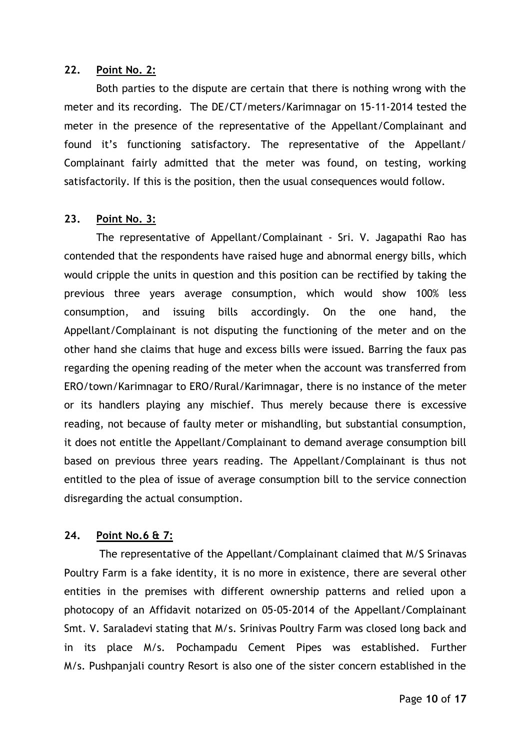**22. Point No. 2:**

Both parties to the dispute are certain that there is nothing wrong with the meter and its recording. The DE/CT/meters/Karimnagar on 15-11-2014 tested the meter in the presence of the representative of the Appellant/Complainant and found it's functioning satisfactory. The representative of the Appellant/ Complainant fairly admitted that the meter was found, on testing, working satisfactorily. If this is the position, then the usual consequences would follow.

**23. Point No. 3:**

The representative of Appellant/Complainant - Sri. V. Jagapathi Rao has contended that the respondents have raised huge and abnormal energy bills, which would cripple the units in question and this position can be rectified by taking the previous three years average consumption, which would show 100% less consumption, and issuing bills accordingly. On the one hand, the Appellant/Complainant is not disputing the functioning of the meter and on the other hand she claims that huge and excess bills were issued. Barring the faux pas regarding the opening reading of the meter when the account was transferred from ERO/town/Karimnagar to ERO/Rural/Karimnagar, there is no instance of the meter or its handlers playing any mischief. Thus merely because there is excessive reading, not because of faulty meter or mishandling, but substantial consumption, it does not entitle the Appellant/Complainant to demand average consumption bill based on previous three years reading. The Appellant/Complainant is thus not entitled to the plea of issue of average consumption bill to the service connection disregarding the actual consumption.

**24. Point No.6 & 7:**

The representative of the Appellant/Complainant claimed that M/S Srinavas Poultry Farm is a fake identity, it is no more in existence, there are several other entities in the premises with different ownership patterns and relied upon a photocopy of an Affidavit notarized on 05-05-2014 of the Appellant/Complainant Smt. V. Saraladevi stating that M/s. Srinivas Poultry Farm was closed long back and in its place M/s. Pochampadu Cement Pipes was established. Further M/s. Pushpanjali country Resort is also one of the sister concern established in the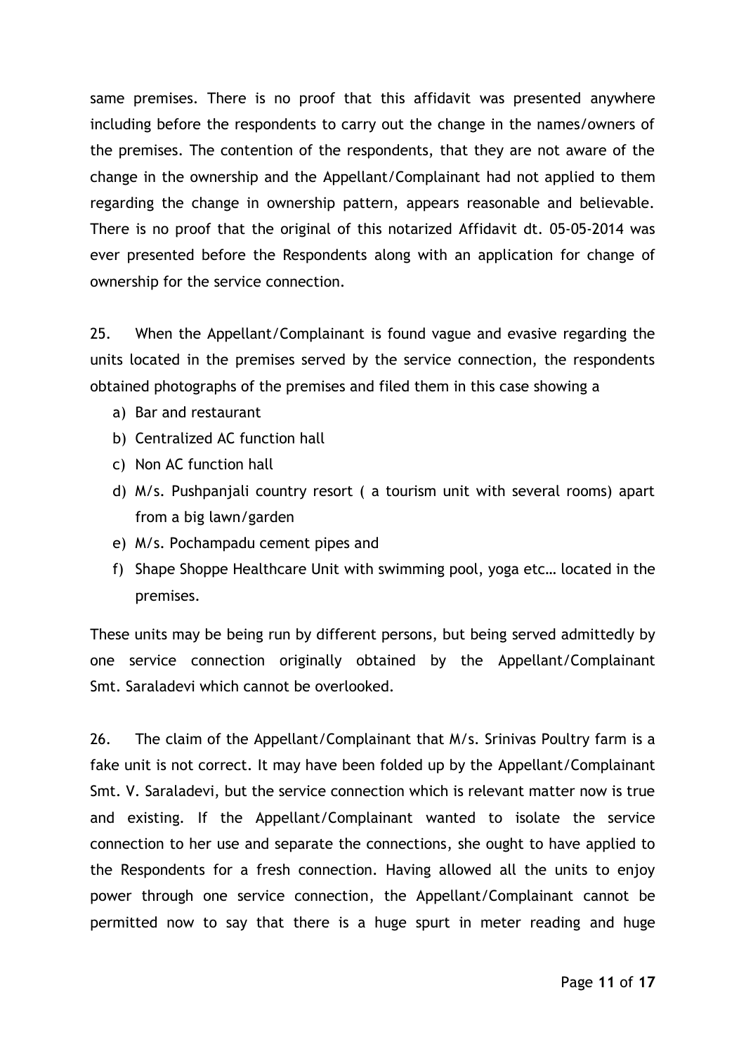same premises. There is no proof that this affidavit was presented anywhere including before the respondents to carry out the change in the names/owners of the premises. The contention of the respondents, that they are not aware of the change in the ownership and the Appellant/Complainant had not applied to them regarding the change in ownership pattern, appears reasonable and believable. There is no proof that the original of this notarized Affidavit dt. 05-05-2014 was ever presented before the Respondents along with an application for change of ownership for the service connection.

25. When the Appellant/Complainant is found vague and evasive regarding the units located in the premises served by the service connection, the respondents obtained photographs of the premises and filed them in this case showing a

a) Bar and restaurant
b) Centralized AC function hall
c) Non AC function hall
d) M/s. Pushpanjali country resort ( a tourism unit with several rooms) apart from a big lawn/garden
e) M/s. Pochampadu cement pipes and
f) Shape Shoppe Healthcare Unit with swimming pool, yoga etc… located in the premises.

These units may be being run by different persons, but being served admittedly by one service connection originally obtained by the Appellant/Complainant Smt. Saraladevi which cannot be overlooked.

26. The claim of the Appellant/Complainant that M/s. Srinivas Poultry farm is a fake unit is not correct. It may have been folded up by the Appellant/Complainant Smt. V. Saraladevi, but the service connection which is relevant matter now is true and existing. If the Appellant/Complainant wanted to isolate the service connection to her use and separate the connections, she ought to have applied to the Respondents for a fresh connection. Having allowed all the units to enjoy power through one service connection, the Appellant/Complainant cannot be permitted now to say that there is a huge spurt in meter reading and huge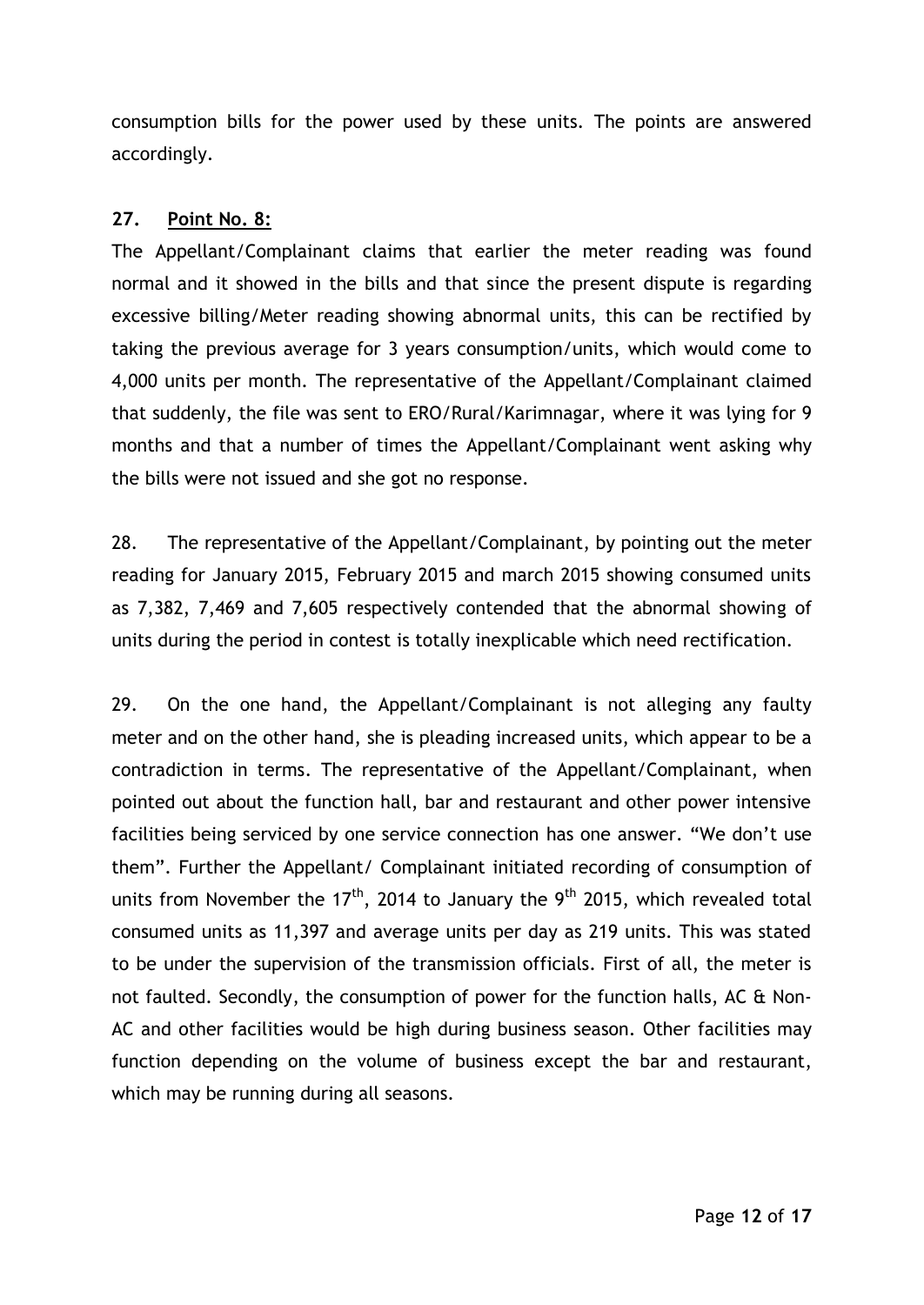consumption bills for the power used by these units. The points are answered accordingly.

**27. Point No. 8:**

The Appellant/Complainant claims that earlier the meter reading was found normal and it showed in the bills and that since the present dispute is regarding excessive billing/Meter reading showing abnormal units, this can be rectified by taking the previous average for 3 years consumption/units, which would come to 4,000 units per month. The representative of the Appellant/Complainant claimed that suddenly, the file was sent to ERO/Rural/Karimnagar, where it was lying for 9 months and that a number of times the Appellant/Complainant went asking why the bills were not issued and she got no response.

28. The representative of the Appellant/Complainant, by pointing out the meter reading for January 2015, February 2015 and march 2015 showing consumed units as 7,382, 7,469 and 7,605 respectively contended that the abnormal showing of units during the period in contest is totally inexplicable which need rectification.

29. On the one hand, the Appellant/Complainant is not alleging any faulty meter and on the other hand, she is pleading increased units, which appear to be a contradiction in terms. The representative of the Appellant/Complainant, when pointed out about the function hall, bar and restaurant and other power intensive facilities being serviced by one service connection has one answer. "We don't use them". Further the Appellant/ Complainant initiated recording of consumption of units from November the 17th, 2014 to January the 9th 2015, which revealed total consumed units as 11,397 and average units per day as 219 units. This was stated to be under the supervision of the transmission officials. First of all, the meter is not faulted. Secondly, the consumption of power for the function halls, AC & Non-AC and other facilities would be high during business season. Other facilities may function depending on the volume of business except the bar and restaurant, which may be running during all seasons.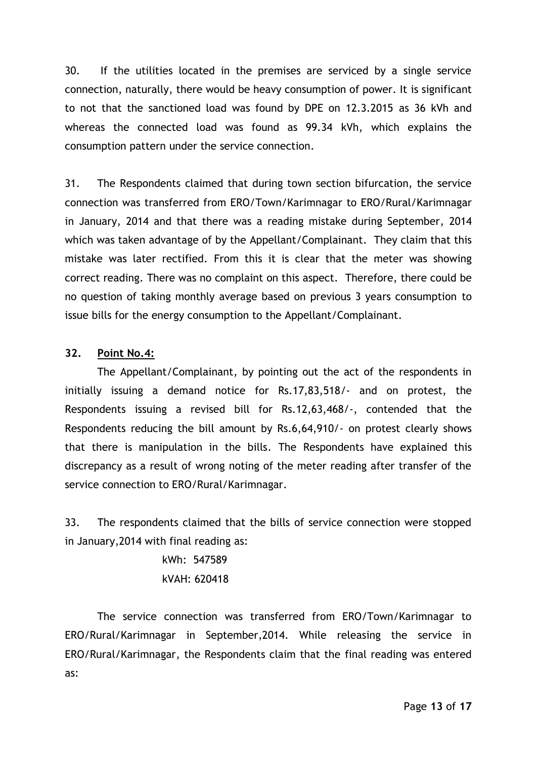30. If the utilities located in the premises are serviced by a single service connection, naturally, there would be heavy consumption of power. It is significant to not that the sanctioned load was found by DPE on 12.3.2015 as 36 kVh and whereas the connected load was found as 99.34 kVh, which explains the consumption pattern under the service connection.

31. The Respondents claimed that during town section bifurcation, the service connection was transferred from ERO/Town/Karimnagar to ERO/Rural/Karimnagar in January, 2014 and that there was a reading mistake during September, 2014 which was taken advantage of by the Appellant/Complainant. They claim that this mistake was later rectified. From this it is clear that the meter was showing correct reading. There was no complaint on this aspect. Therefore, there could be no question of taking monthly average based on previous 3 years consumption to issue bills for the energy consumption to the Appellant/Complainant.

**32. <u>Point No.4:</u>**

The Appellant/Complainant, by pointing out the act of the respondents in initially issuing a demand notice for Rs.17,83,518/- and on protest, the Respondents issuing a revised bill for Rs.12,63,468/-, contended that the Respondents reducing the bill amount by Rs.6,64,910/- on protest clearly shows that there is manipulation in the bills. The Respondents have explained this discrepancy as a result of wrong noting of the meter reading after transfer of the service connection to ERO/Rural/Karimnagar.

33. The respondents claimed that the bills of service connection were stopped in January,2014 with final reading as:

kWh: 547589
kVAH: 620418

The service connection was transferred from ERO/Town/Karimnagar to ERO/Rural/Karimnagar in September,2014. While releasing the service in ERO/Rural/Karimnagar, the Respondents claim that the final reading was entered as: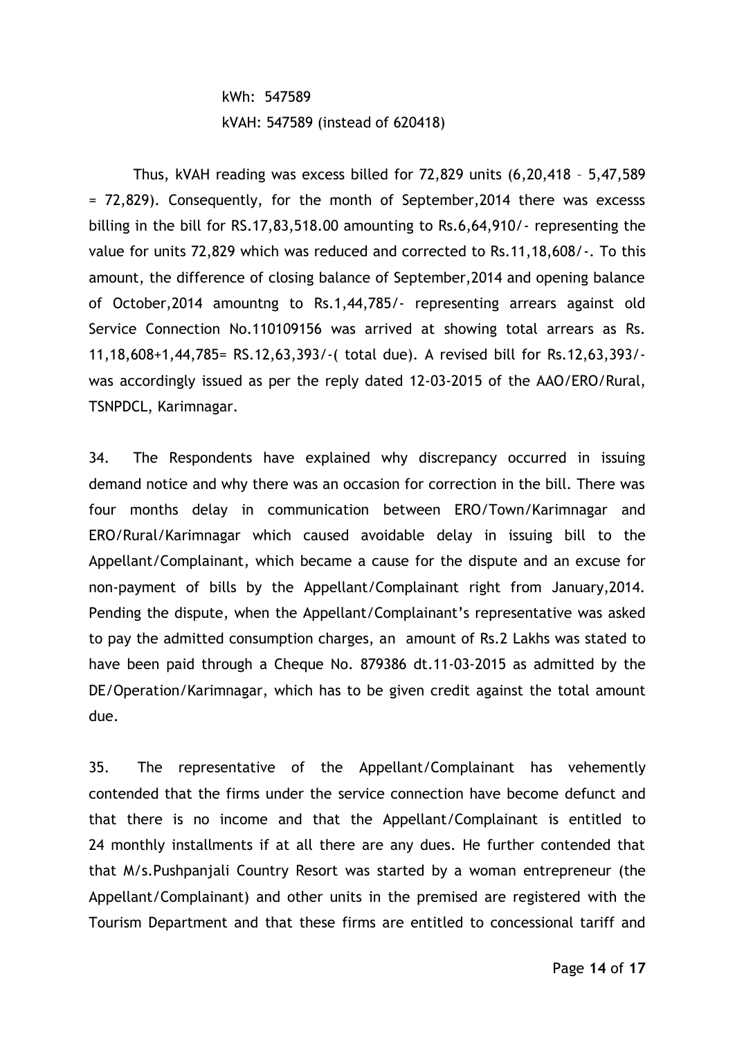kWh: 547589

kVAH: 547589 (instead of 620418)

Thus, kVAH reading was excess billed for 72,829 units (6,20,418 – 5,47,589 = 72,829). Consequently, for the month of September,2014 there was excesss billing in the bill for RS.17,83,518.00 amounting to Rs.6,64,910/- representing the value for units 72,829 which was reduced and corrected to Rs.11,18,608/-. To this amount, the difference of closing balance of September,2014 and opening balance of October,2014 amountng to Rs.1,44,785/- representing arrears against old Service Connection No.110109156 was arrived at showing total arrears as Rs. 11,18,608+1,44,785= RS.12,63,393/-( total due). A revised bill for Rs.12,63,393/- was accordingly issued as per the reply dated 12-03-2015 of the AAO/ERO/Rural, TSNPDCL, Karimnagar.

34. The Respondents have explained why discrepancy occurred in issuing demand notice and why there was an occasion for correction in the bill. There was four months delay in communication between ERO/Town/Karimnagar and ERO/Rural/Karimnagar which caused avoidable delay in issuing bill to the Appellant/Complainant, which became a cause for the dispute and an excuse for non-payment of bills by the Appellant/Complainant right from January,2014. Pending the dispute, when the Appellant/Complainant's representative was asked to pay the admitted consumption charges, an amount of Rs.2 Lakhs was stated to have been paid through a Cheque No. 879386 dt.11-03-2015 as admitted by the DE/Operation/Karimnagar, which has to be given credit against the total amount due.

35. The representative of the Appellant/Complainant has vehemently contended that the firms under the service connection have become defunct and that there is no income and that the Appellant/Complainant is entitled to 24 monthly installments if at all there are any dues. He further contended that that M/s.Pushpanjali Country Resort was started by a woman entrepreneur (the Appellant/Complainant) and other units in the premised are registered with the Tourism Department and that these firms are entitled to concessional tariff and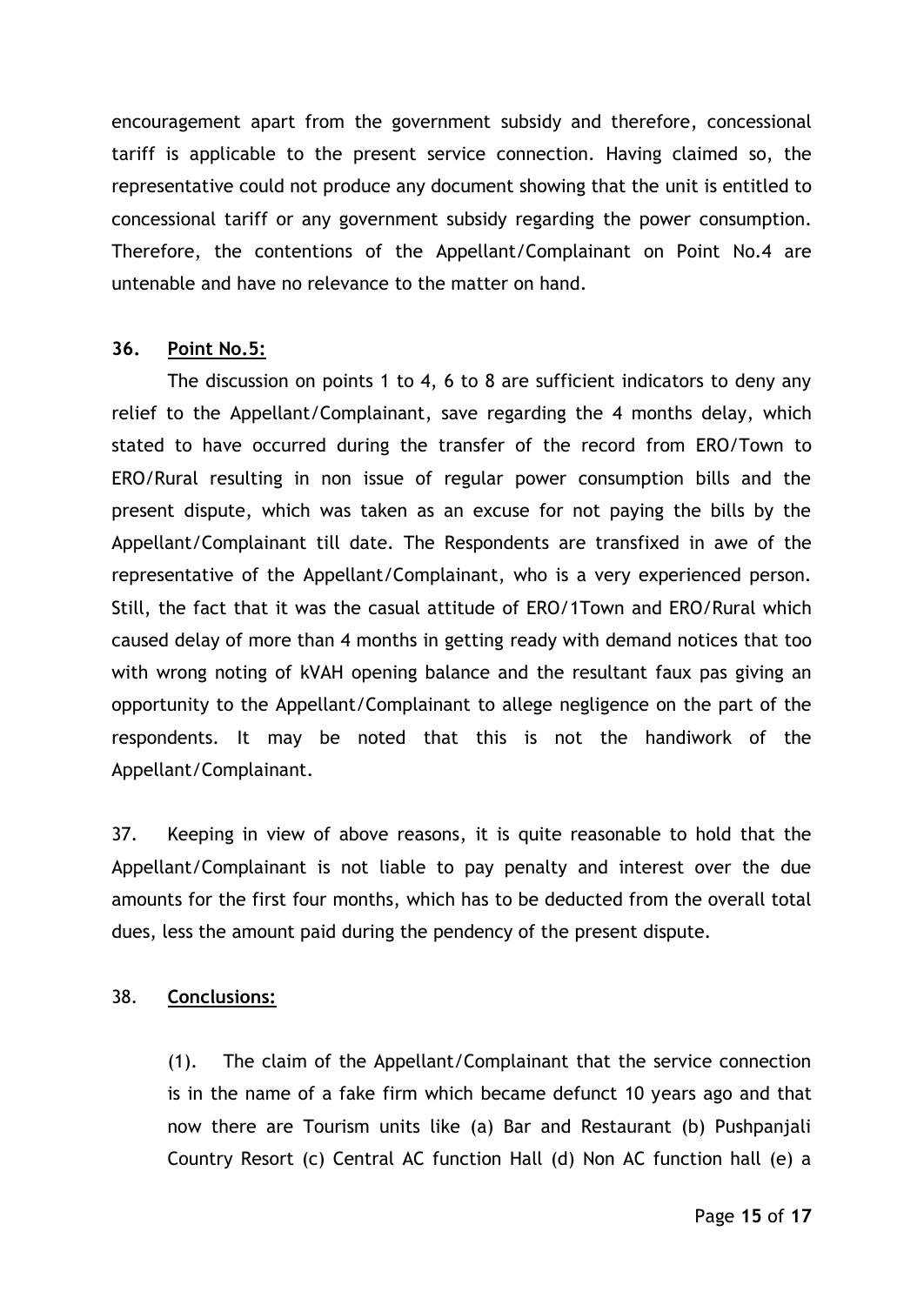encouragement apart from the government subsidy and therefore, concessional tariff is applicable to the present service connection. Having claimed so, the representative could not produce any document showing that the unit is entitled to concessional tariff or any government subsidy regarding the power consumption. Therefore, the contentions of the Appellant/Complainant on Point No.4 are untenable and have no relevance to the matter on hand.

**36. Point No.5:**

The discussion on points 1 to 4, 6 to 8 are sufficient indicators to deny any relief to the Appellant/Complainant, save regarding the 4 months delay, which stated to have occurred during the transfer of the record from ERO/Town to ERO/Rural resulting in non issue of regular power consumption bills and the present dispute, which was taken as an excuse for not paying the bills by the Appellant/Complainant till date. The Respondents are transfixed in awe of the representative of the Appellant/Complainant, who is a very experienced person. Still, the fact that it was the casual attitude of ERO/1Town and ERO/Rural which caused delay of more than 4 months in getting ready with demand notices that too with wrong noting of kVAH opening balance and the resultant faux pas giving an opportunity to the Appellant/Complainant to allege negligence on the part of the respondents. It may be noted that this is not the handiwork of the Appellant/Complainant.

37. Keeping in view of above reasons, it is quite reasonable to hold that the Appellant/Complainant is not liable to pay penalty and interest over the due amounts for the first four months, which has to be deducted from the overall total dues, less the amount paid during the pendency of the present dispute.

38. **Conclusions:**

(1). The claim of the Appellant/Complainant that the service connection is in the name of a fake firm which became defunct 10 years ago and that now there are Tourism units like (a) Bar and Restaurant (b) Pushpanjali Country Resort (c) Central AC function Hall (d) Non AC function hall (e) a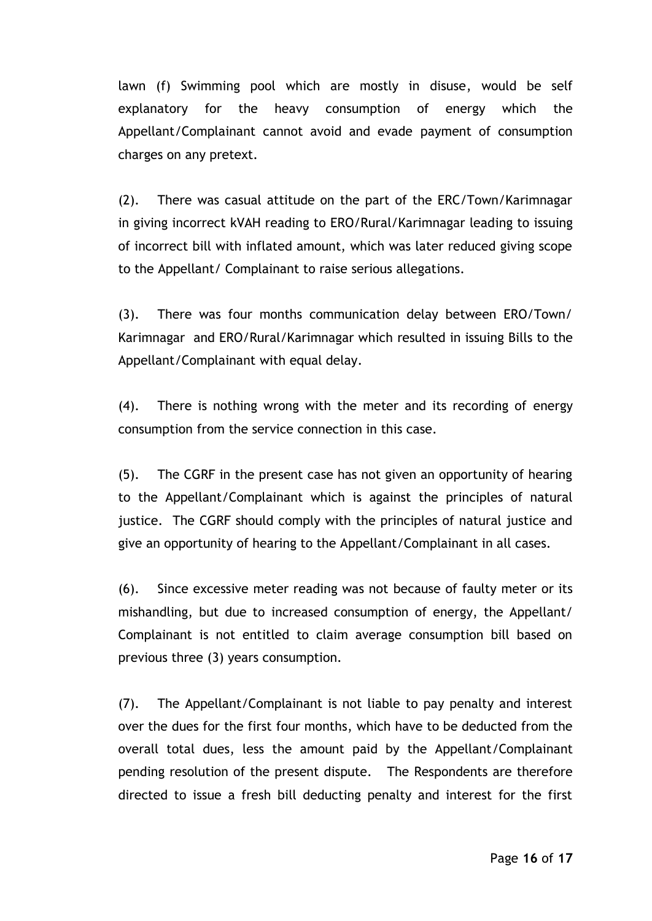lawn (f) Swimming pool which are mostly in disuse, would be self explanatory for the heavy consumption of energy which the Appellant/Complainant cannot avoid and evade payment of consumption charges on any pretext.

(2). There was casual attitude on the part of the ERC/Town/Karimnagar in giving incorrect kVAH reading to ERO/Rural/Karimnagar leading to issuing of incorrect bill with inflated amount, which was later reduced giving scope to the Appellant/ Complainant to raise serious allegations.

(3). There was four months communication delay between ERO/Town/ Karimnagar and ERO/Rural/Karimnagar which resulted in issuing Bills to the Appellant/Complainant with equal delay.

(4). There is nothing wrong with the meter and its recording of energy consumption from the service connection in this case.

(5). The CGRF in the present case has not given an opportunity of hearing to the Appellant/Complainant which is against the principles of natural justice. The CGRF should comply with the principles of natural justice and give an opportunity of hearing to the Appellant/Complainant in all cases.

(6). Since excessive meter reading was not because of faulty meter or its mishandling, but due to increased consumption of energy, the Appellant/ Complainant is not entitled to claim average consumption bill based on previous three (3) years consumption.

(7). The Appellant/Complainant is not liable to pay penalty and interest over the dues for the first four months, which have to be deducted from the overall total dues, less the amount paid by the Appellant/Complainant pending resolution of the present dispute. The Respondents are therefore directed to issue a fresh bill deducting penalty and interest for the first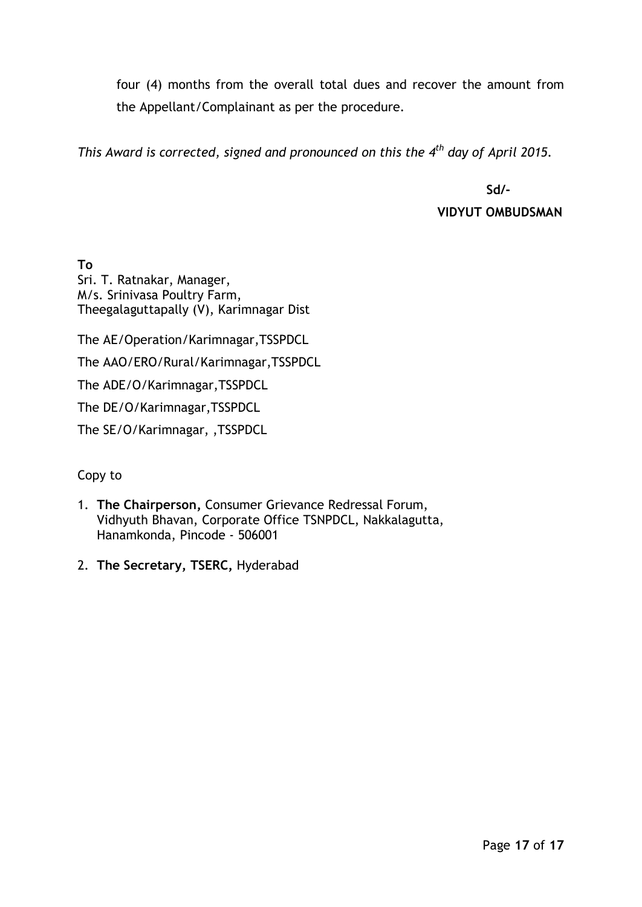four (4) months from the overall total dues and recover the amount from the Appellant/Complainant as per the procedure.

*This Award is corrected, signed and pronounced on this the 4th day of April 2015.*

**Sd/-**

**VIDYUT OMBUDSMAN**

**To**
Sri. T. Ratnakar, Manager,
M/s. Srinivasa Poultry Farm,
Theegalaguttapally (V), Karimnagar Dist

The AE/Operation/Karimnagar,TSSPDCL

The AAO/ERO/Rural/Karimnagar,TSSPDCL

The ADE/O/Karimnagar,TSSPDCL

The DE/O/Karimnagar,TSSPDCL

The SE/O/Karimnagar, ,TSSPDCL

Copy to

1. **The Chairperson,** Consumer Grievance Redressal Forum, Vidhyuth Bhavan, Corporate Office TSNPDCL, Nakkalagutta, Hanamkonda, Pincode - 506001
2. **The Secretary, TSERC,** Hyderabad